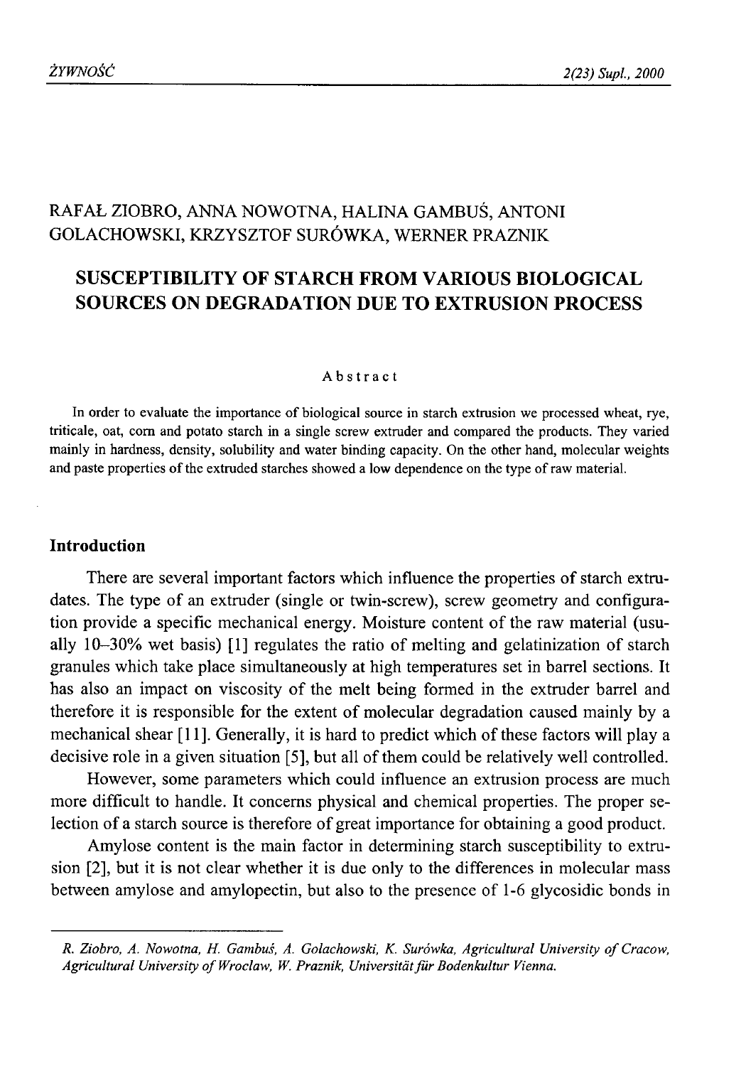RAFAŁ ZIOBRO, ANNA NOWOTNA, HALINA GAMBUŚ, ANTONI GOLACHOWSKI, KRZYSZTOF SURÓWKA, WERNER PRAZNIK

# SUSCEPTIBILITY OF STARCH FROM VARIOUS BIOLOGICAL SOURCES ON DEGRADATION DUE TO EXTRUSION PROCESS

### Abstract

In order to evaluate the importance of biological source in starch extrusion we processed wheat, rye, triticale, oat, corn and potato starch in a single screw extruder and compared the products. They varied mainly in hardness, density, solubility and water binding capacity. On the other hand, molecular weights and paste properties of the extruded starches showed a low dependence on the type of raw material.

## Introduction

There are several important factors which influence the properties of starch extrudates. The type of an extruder (single or twin-screw), screw geometry and configuration provide a specific mechanical energy. Moisture content of the raw material (usually 10–30% wet basis) [1] regulates the ratio of melting and gelatinization of starch granules which take place simultaneously at high temperatures set in barrel sections. It has also an impact on viscosity of the melt being formed in the extruder barrel and therefore it is responsible for the extent of molecular degradation caused mainly by a mechanical shear [11]. Generally, it is hard to predict which of these factors will play a decisive role in a given situation [5], but all of them could be relatively well controlled.

However, some parameters which could influence an extrusion process are much more difficult to handle. It concerns physical and chemical properties. The proper selection of a starch source is therefore of great importance for obtaining a good product.

Amylose content is the main factor in determining starch susceptibility to extrusion [2], but it is not clear whether it is due only to the differences in molecular mass between amylose and amylopectin, but also to the presence of 1-6 glycosidic bonds in

---

*R. Ziobro, A. Nowotna, H. Gambuś, A. Golachowski, K. Surówka, Agricultural University of Cracow, Agricultural University of Wroclaw, W. Praznik, Universität für Bodenkultur Vienna.*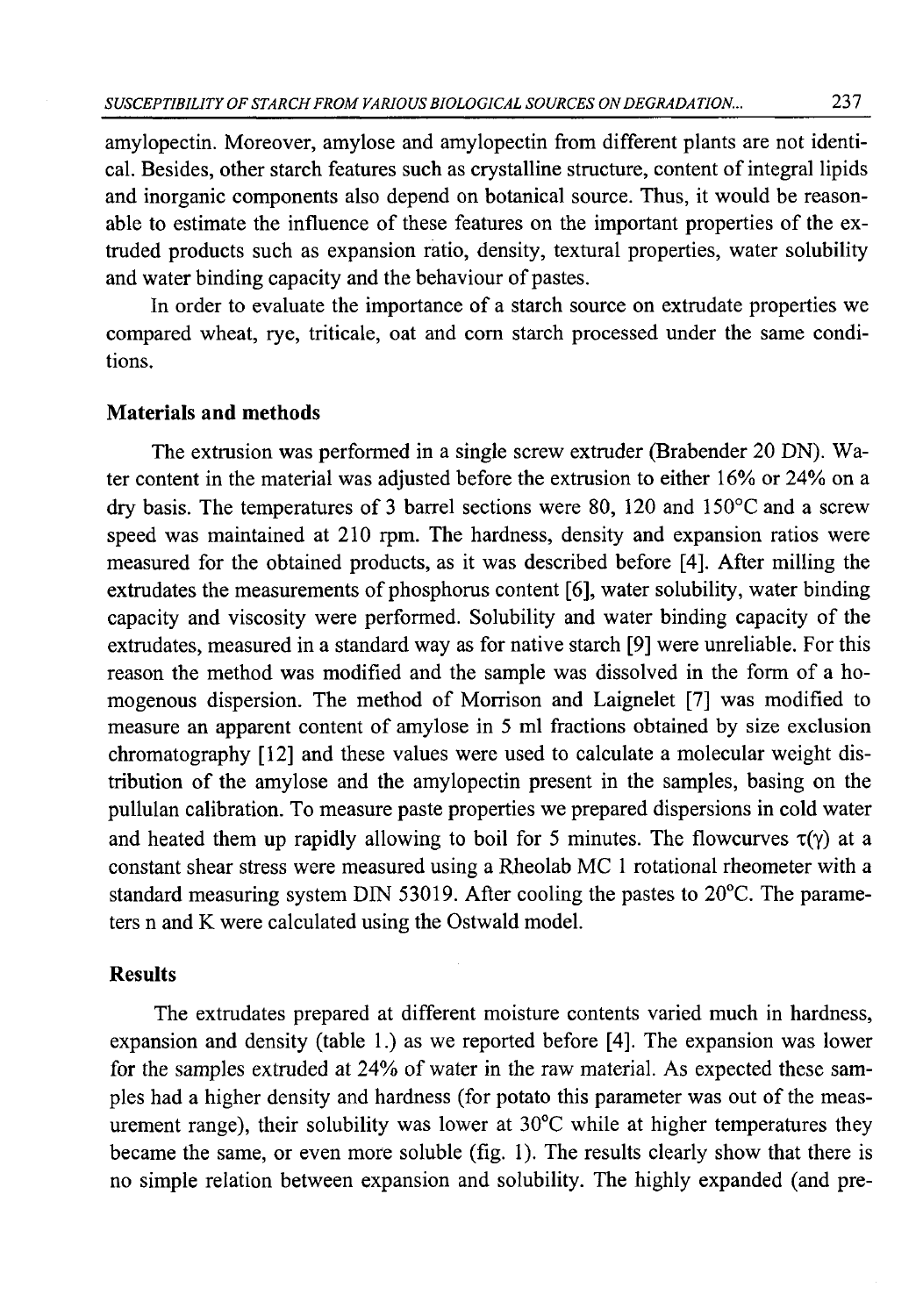amylopectin. Moreover, amylose and amylopectin from different plants are not identical. Besides, other starch features such as crystalline structure, content of integral lipids and inorganic components also depend on botanical source. Thus, it would be reasonable to estimate the influence of these features on the important properties of the extruded products such as expansion ratio, density, textural properties, water solubility and water binding capacity and the behaviour of pastes.

In order to evaluate the importance of a starch source on extrudate properties we compared wheat, rye, triticale, oat and corn starch processed under the same conditions.

## Materials and methods

The extrusion was performed in a single screw extruder (Brabender 20 DN). Water content in the material was adjusted before the extrusion to either 16% or 24% on a dry basis. The temperatures of 3 barrel sections were 80, 120 and 150°C and a screw speed was maintained at 210 rpm. The hardness, density and expansion ratios were measured for the obtained products, as it was described before [4]. After milling the extrudates the measurements of phosphorus content [6], water solubility, water binding capacity and viscosity were performed. Solubility and water binding capacity of the extrudates, measured in a standard way as for native starch [9] were unreliable. For this reason the method was modified and the sample was dissolved in the form of a homogenous dispersion. The method of Morrison and Laignelet [7] was modified to measure an apparent content of amylose in 5 ml fractions obtained by size exclusion chromatography [12] and these values were used to calculate a molecular weight distribution of the amylose and the amylopectin present in the samples, basing on the pullulan calibration. To measure paste properties we prepared dispersions in cold water and heated them up rapidly allowing to boil for 5 minutes. The flowcurves $\tau(\gamma)$ at a constant shear stress were measured using a Rheolab MC 1 rotational rheometer with a standard measuring system DIN 53019. After cooling the pastes to 20°C. The parameters n and K were calculated using the Ostwald model.

## Results

The extrudates prepared at different moisture contents varied much in hardness, expansion and density (table 1.) as we reported before [4]. The expansion was lower for the samples extruded at 24% of water in the raw material. As expected these samples had a higher density and hardness (for potato this parameter was out of the measurement range), their solubility was lower at 30°C while at higher temperatures they became the same, or even more soluble (fig. 1). The results clearly show that there is no simple relation between expansion and solubility. The highly expanded (and pre-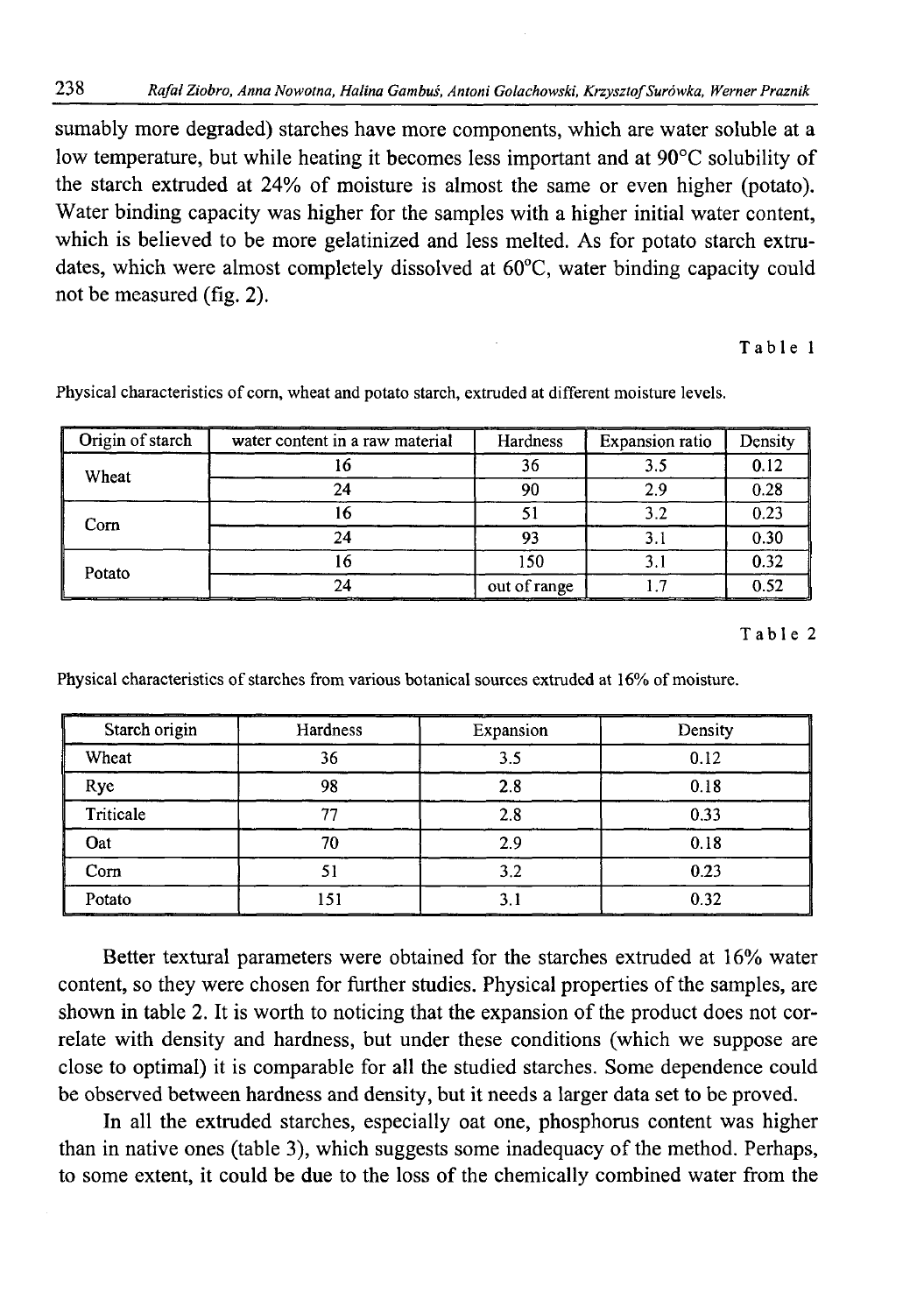sumably more degraded) starches have more components, which are water soluble at a low temperature, but while heating it becomes less important and at 90°C solubility of the starch extruded at 24% of moisture is almost the same or even higher (potato). Water binding capacity was higher for the samples with a higher initial water content, which is believed to be more gelatinized and less melted. As for potato starch extrudates, which were almost completely dissolved at 60°C, water binding capacity could not be measured (fig. 2).

Table 1

Physical characteristics of corn, wheat and potato starch, extruded at different moisture levels.

| Origin of starch | water content in a raw material | Hardness | Expansion ratio | Density |
|---|---|---|---|---|
| Wheat | 16 | 36 | 3.5 | 0.12 |
| | 24 | 90 | 2.9 | 0.28 |
| Corn | 16 | 51 | 3.2 | 0.23 |
| | 24 | 93 | 3.1 | 0.30 |
| Potato | 16 | 150 | 3.1 | 0.32 |
| | 24 | out of range | 1.7 | 0.52 |

Table 2

Physical characteristics of starches from various botanical sources extruded at 16% of moisture.

| Starch origin | Hardness | Expansion | Density |
|---|---|---|---|
| Wheat | 36 | 3.5 | 0.12 |
| Rye | 98 | 2.8 | 0.18 |
| Triticale | 77 | 2.8 | 0.33 |
| Oat | 70 | 2.9 | 0.18 |
| Corn | 51 | 3.2 | 0.23 |
| Potato | 151 | 3.1 | 0.32 |

Better textural parameters were obtained for the starches extruded at 16% water content, so they were chosen for further studies. Physical properties of the samples, are shown in table 2. It is worth to noticing that the expansion of the product does not correlate with density and hardness, but under these conditions (which we suppose are close to optimal) it is comparable for all the studied starches. Some dependence could be observed between hardness and density, but it needs a larger data set to be proved.

In all the extruded starches, especially oat one, phosphorus content was higher than in native ones (table 3), which suggests some inadequacy of the method. Perhaps, to some extent, it could be due to the loss of the chemically combined water from the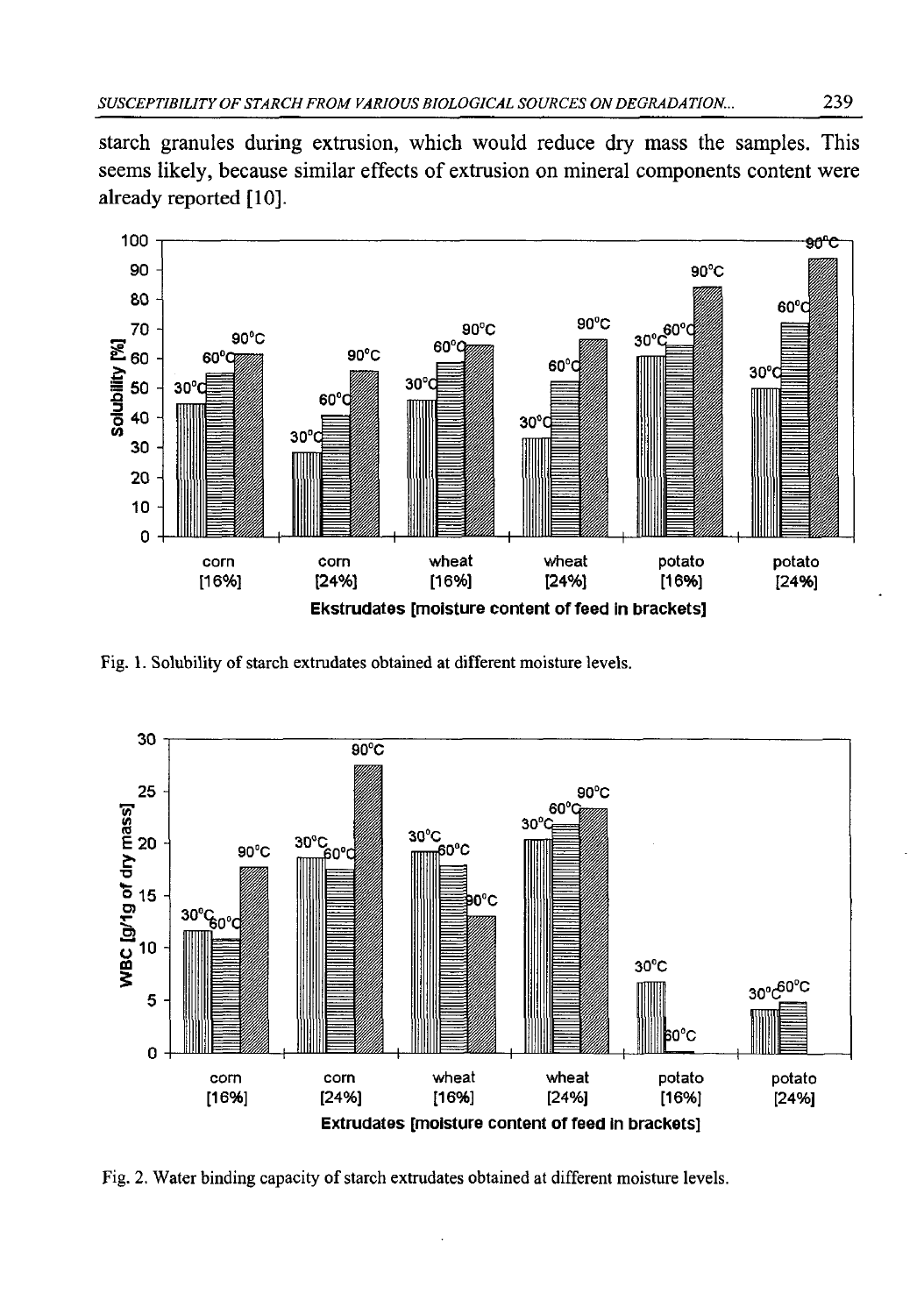starch granules during extrusion, which would reduce dry mass the samples. This seems likely, because similar effects of extrusion on mineral components content were already reported [10].

Fig. 1. Solubility of starch extrudates obtained at different moisture levels.

Fig. 2. Water binding capacity of starch extrudates obtained at different moisture levels.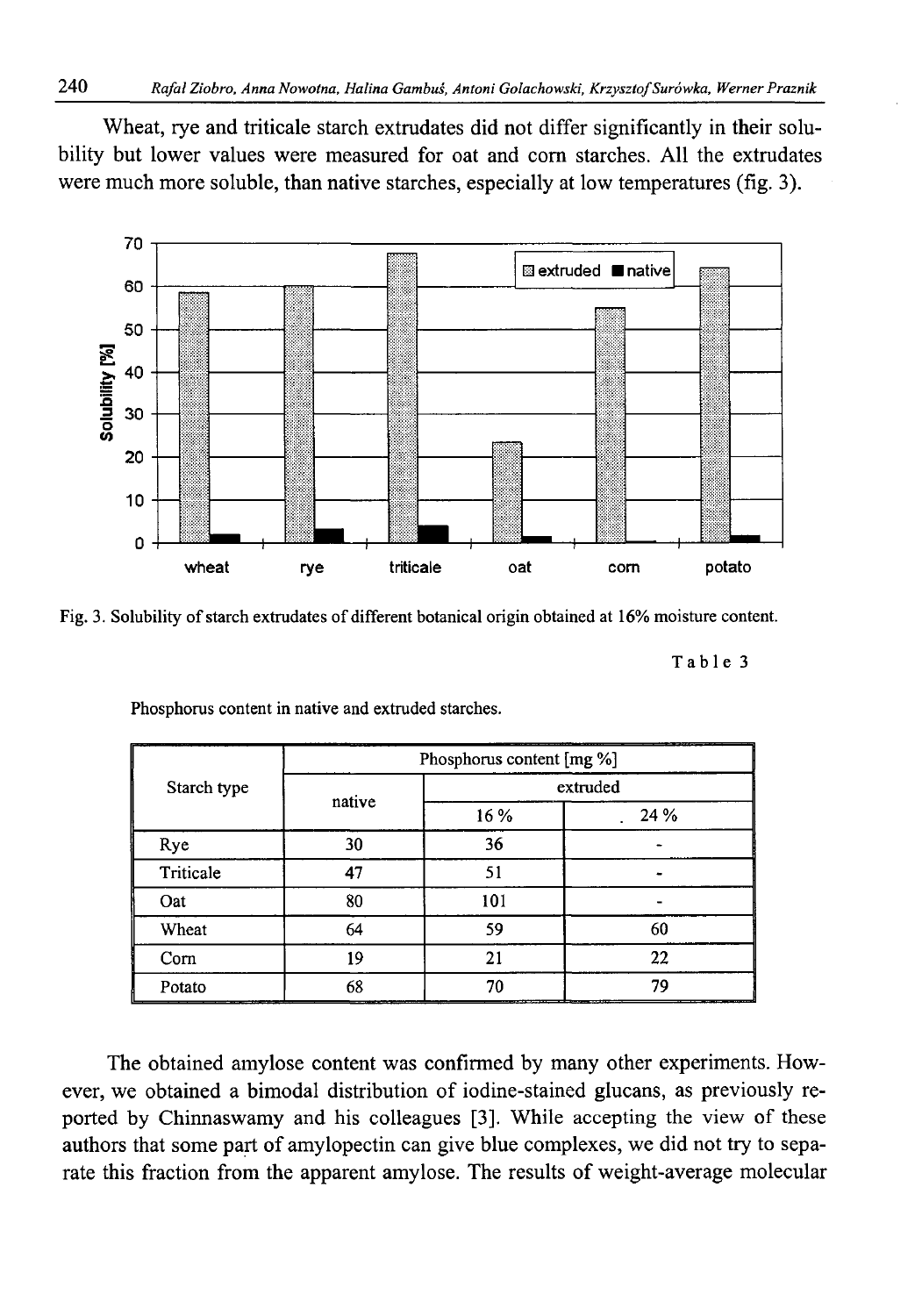Wheat, rye and triticale starch extrudates did not differ significantly in their solubility but lower values were measured for oat and corn starches. All the extrudates were much more soluble, than native starches, especially at low temperatures (fig. 3).

Fig. 3. Solubility of starch extrudates of different botanical origin obtained at 16% moisture content.

Table 3

Phosphorus content in native and extruded starches.

| Starch type | Phosphorus content [mg %] | | |
|---|---|---|---|
| | native | extruded | |
| | | 16 % | 24 % |
| Rye | 30 | 36 | - |
| Triticale | 47 | 51 | - |
| Oat | 80 | 101 | - |
| Wheat | 64 | 59 | 60 |
| Corn | 19 | 21 | 22 |
| Potato | 68 | 70 | 79 |

The obtained amylose content was confirmed by many other experiments. However, we obtained a bimodal distribution of iodine-stained glucans, as previously reported by Chinnaswamy and his colleagues [3]. While accepting the view of these authors that some part of amylopectin can give blue complexes, we did not try to separate this fraction from the apparent amylose. The results of weight-average molecular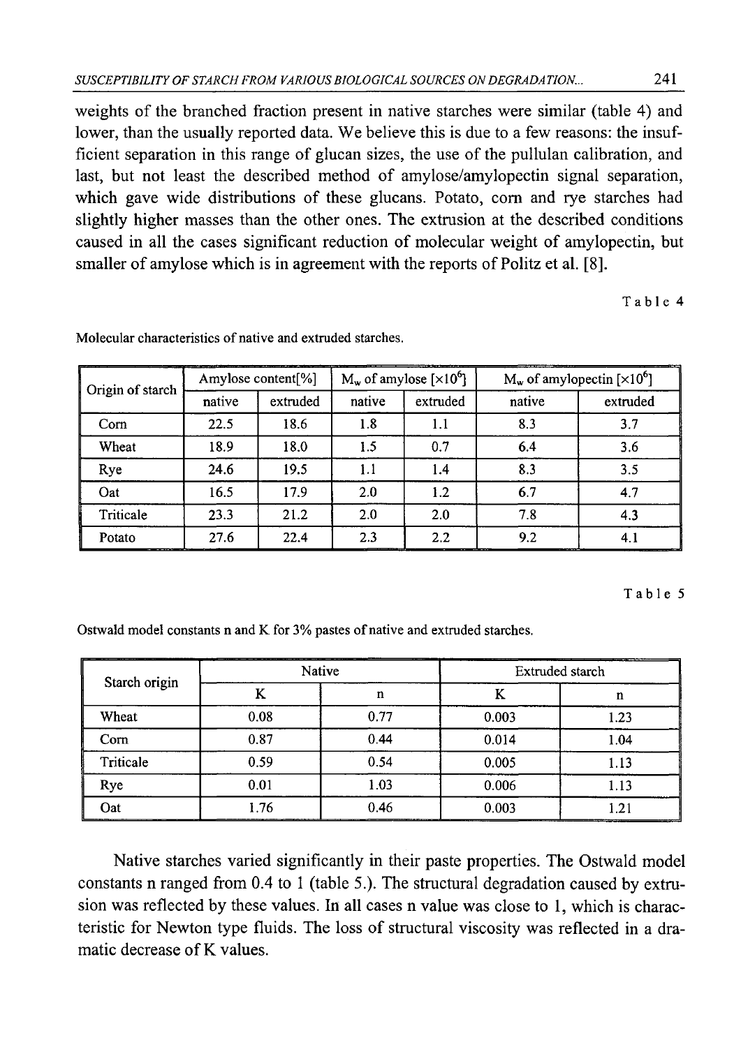weights of the branched fraction present in native starches were similar (table 4) and lower, than the usually reported data. We believe this is due to a few reasons: the insufficient separation in this range of glucan sizes, the use of the pullulan calibration, and last, but not least the described method of amylose/amylopectin signal separation, which gave wide distributions of these glucans. Potato, corn and rye starches had slightly higher masses than the other ones. The extrusion at the described conditions caused in all the cases significant reduction of molecular weight of amylopectin, but smaller of amylose which is in agreement with the reports of Politz et al. [8].

Table 4

Molecular characteristics of native and extruded starches.

| Origin of starch | Amylose content[%] | | $M_w$ of amylose [$\times 10^6$] | | $M_w$ of amylopectin [$\times 10^6$] | |
|---|---|---|---|---|---|---|
| | native | extruded | native | extruded | native | extruded |
| Corn | 22.5 | 18.6 | 1.8 | 1.1 | 8.3 | 3.7 |
| Wheat | 18.9 | 18.0 | 1.5 | 0.7 | 6.4 | 3.6 |
| Rye | 24.6 | 19.5 | 1.1 | 1.4 | 8.3 | 3.5 |
| Oat | 16.5 | 17.9 | 2.0 | 1.2 | 6.7 | 4.7 |
| Triticale | 23.3 | 21.2 | 2.0 | 2.0 | 7.8 | 4.3 |
| Potato | 27.6 | 22.4 | 2.3 | 2.2 | 9.2 | 4.1 |

Table 5

Ostwald model constants n and K for 3% pastes of native and extruded starches.

| Starch origin | Native | | Extruded starch | |
|---|---|---|---|---|
| | K | n | K | n |
| Wheat | 0.08 | 0.77 | 0.003 | 1.23 |
| Corn | 0.87 | 0.44 | 0.014 | 1.04 |
| Triticale | 0.59 | 0.54 | 0.005 | 1.13 |
| Rye | 0.01 | 1.03 | 0.006 | 1.13 |
| Oat | 1.76 | 0.46 | 0.003 | 1.21 |

Native starches varied significantly in their paste properties. The Ostwald model constants n ranged from 0.4 to 1 (table 5.). The structural degradation caused by extrusion was reflected by these values. In all cases n value was close to 1, which is characteristic for Newton type fluids. The loss of structural viscosity was reflected in a dramatic decrease of K values.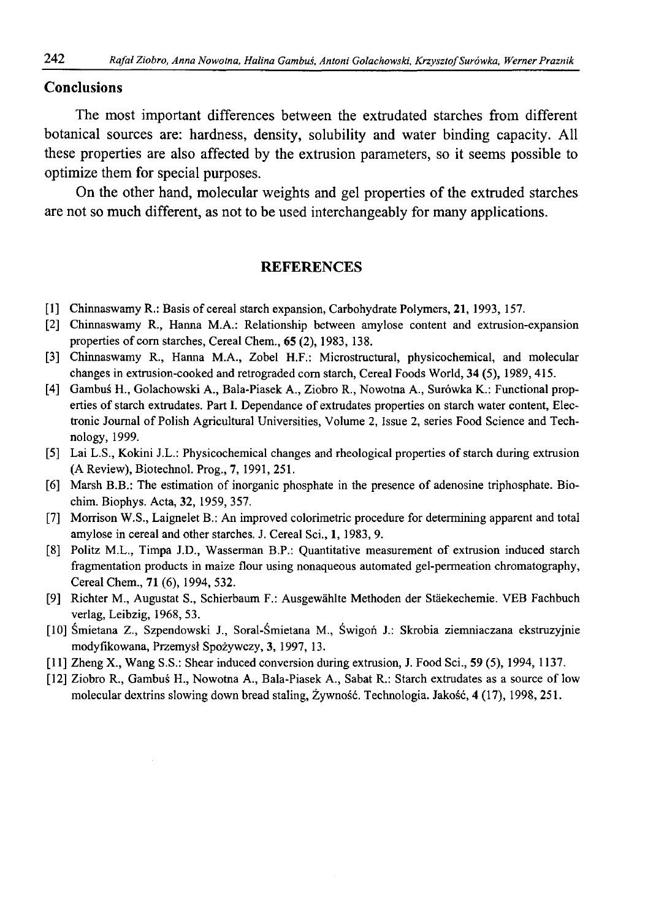## Conclusions

The most important differences between the extrudated starches from different botanical sources are: hardness, density, solubility and water binding capacity. All these properties are also affected by the extrusion parameters, so it seems possible to optimize them for special purposes.

On the other hand, molecular weights and gel properties of the extruded starches are not so much different, as not to be used interchangeably for many applications.

## REFERENCES

[1] Chinnaswamy R.: Basis of cereal starch expansion, Carbohydrate Polymers, **21**, 1993, 157.

[2] Chinnaswamy R., Hanna M.A.: Relationship between amylose content and extrusion-expansion properties of corn starches, Cereal Chem., **65** (2), 1983, 138.

[3] Chinnaswamy R., Hanna M.A., Zobel H.F.: Microstructural, physicochemical, and molecular changes in extrusion-cooked and retrograded corn starch, Cereal Foods World, **34** (5), 1989, 415.

[4] Gambuś H., Golachowski A., Bala-Piasek A., Ziobro R., Nowotna A., Surówka K.: Functional properties of starch extrudates. Part I. Dependance of extrudates properties on starch water content, Electronic Journal of Polish Agricultural Universities, Volume 2, Issue 2, series Food Science and Technology, 1999.

[5] Lai L.S., Kokini J.L.: Physicochemical changes and rheological properties of starch during extrusion (A Review), Biotechnol. Prog., **7**, 1991, 251.

[6] Marsh B.B.: The estimation of inorganic phosphate in the presence of adenosine triphosphate. Biochim. Biophys. Acta, **32**, 1959, 357.

[7] Morrison W.S., Laignelet B.: An improved colorimetric procedure for determining apparent and total amylose in cereal and other starches. J. Cereal Sci., **1**, 1983, 9.

[8] Politz M.L., Timpa J.D., Wasserman B.P.: Quantitative measurement of extrusion induced starch fragmentation products in maize flour using nonaqueous automated gel-permeation chromatography, Cereal Chem., **71** (6), 1994, 532.

[9] Richter M., Augustat S., Schierbaum F.: Ausgewählte Methoden der Stäekechemie. VEB Fachbuch verlag, Leibzig, 1968, 53.

[10] Śmietana Z., Szpendowski J., Soral-Śmietana M., Świgoń J.: Skrobia ziemniaczana ekstruzyjnie modyfikowana, Przemysł Spożywczy, **3**, 1997, 13.

[11] Zheng X., Wang S.S.: Shear induced conversion during extrusion, J. Food Sci., **59** (5), 1994, 1137.

[12] Ziobro R., Gambuś H., Nowotna A., Bala-Piasek A., Sabat R.: Starch extrudates as a source of low molecular dextrins slowing down bread staling, Żywność. Technologia. Jakość, **4** (17), 1998, 251.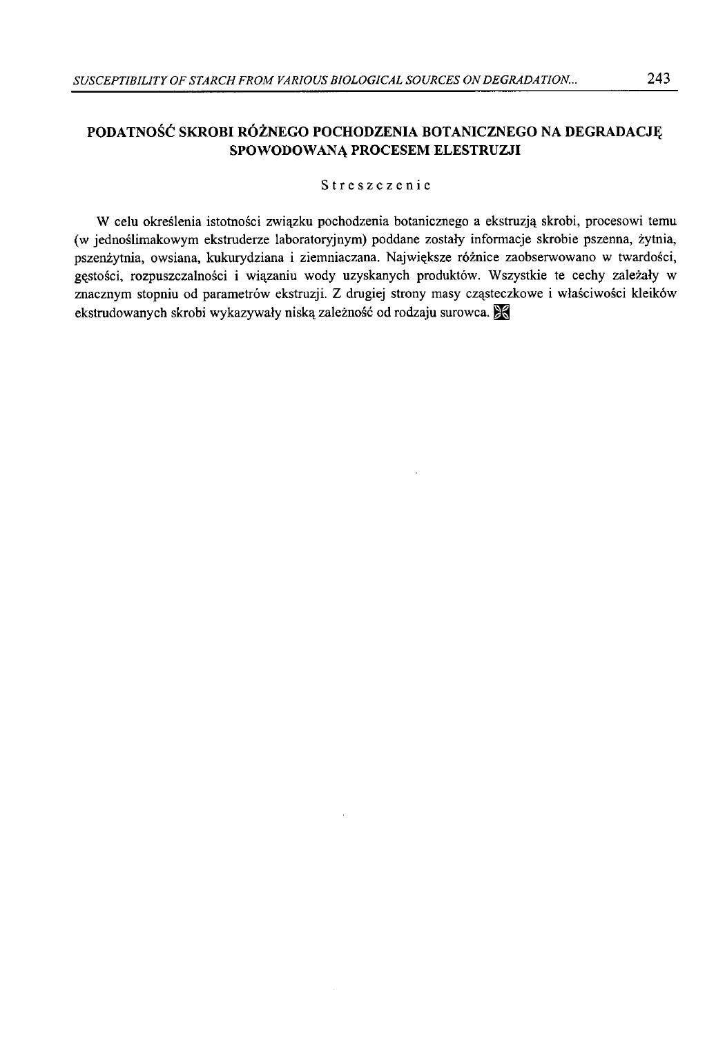## PODATNOŚĆ SKROBI RÓŻNEGO POCHODZENIA BOTANICZNEGO NA DEGRADACJĘ SPOWODOWANĄ PROCESEM ELESTRUZJI

Streszczenie

W celu określenia istotności związku pochodzenia botanicznego a ekstruzją skrobi, procesowi temu (w jednoślimakowym ekstruderze laboratoryjnym) poddane zostały informacje skrobie pszenna, żytnia, pszenżytnia, owsiana, kukurydziana i ziemniaczana. Największe różnice zaobserwowano w twardości, gęstości, rozpuszczalności i wiązaniu wody uzyskanych produktów. Wszystkie te cechy zależały w znacznym stopniu od parametrów ekstruzji. Z drugiej strony masy cząsteczkowe i właściwości kleików ekstrudowanych skrobi wykazywały niską zależność od rodzaju surowca.